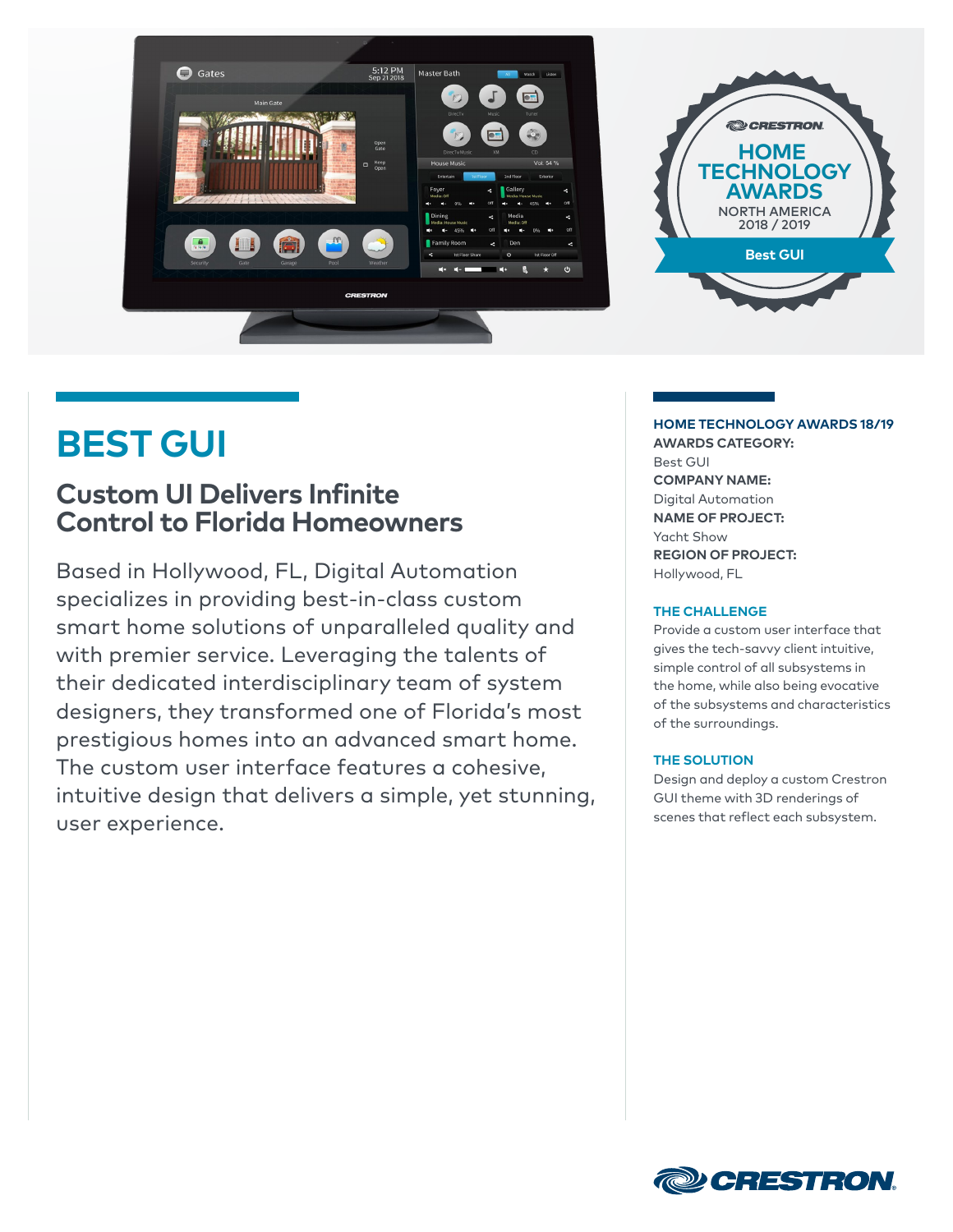# BEST GUI

## Custom UI Delivers Infinite Control to Florida Homeowners

Based in Hollywood, FL, Digital Automation specializes in providing best-in-class custom smart home solutions of unparalleled quality and with premier service. Leveraging the talents of their dedicated interdisciplinary team of system designers, they transformed one of Florida's most prestigious homes into an advanced smart home. The custom user interface features a cohesive, intuitive design that delivers a simple, yet stunning, user experience.

**HOME TECHNOLOGY AWARDS 18/19**

**AWARDS CATEGORY:**
Best GUI

**COMPANY NAME:**
Digital Automation

**NAME OF PROJECT:**
Yacht Show

**REGION OF PROJECT:**
Hollywood, FL

### THE CHALLENGE

Provide a custom user interface that gives the tech-savvy client intuitive, simple control of all subsystems in the home, while also being evocative of the subsystems and characteristics of the surroundings.

### THE SOLUTION

Design and deploy a custom Crestron GUI theme with 3D renderings of scenes that reflect each subsystem.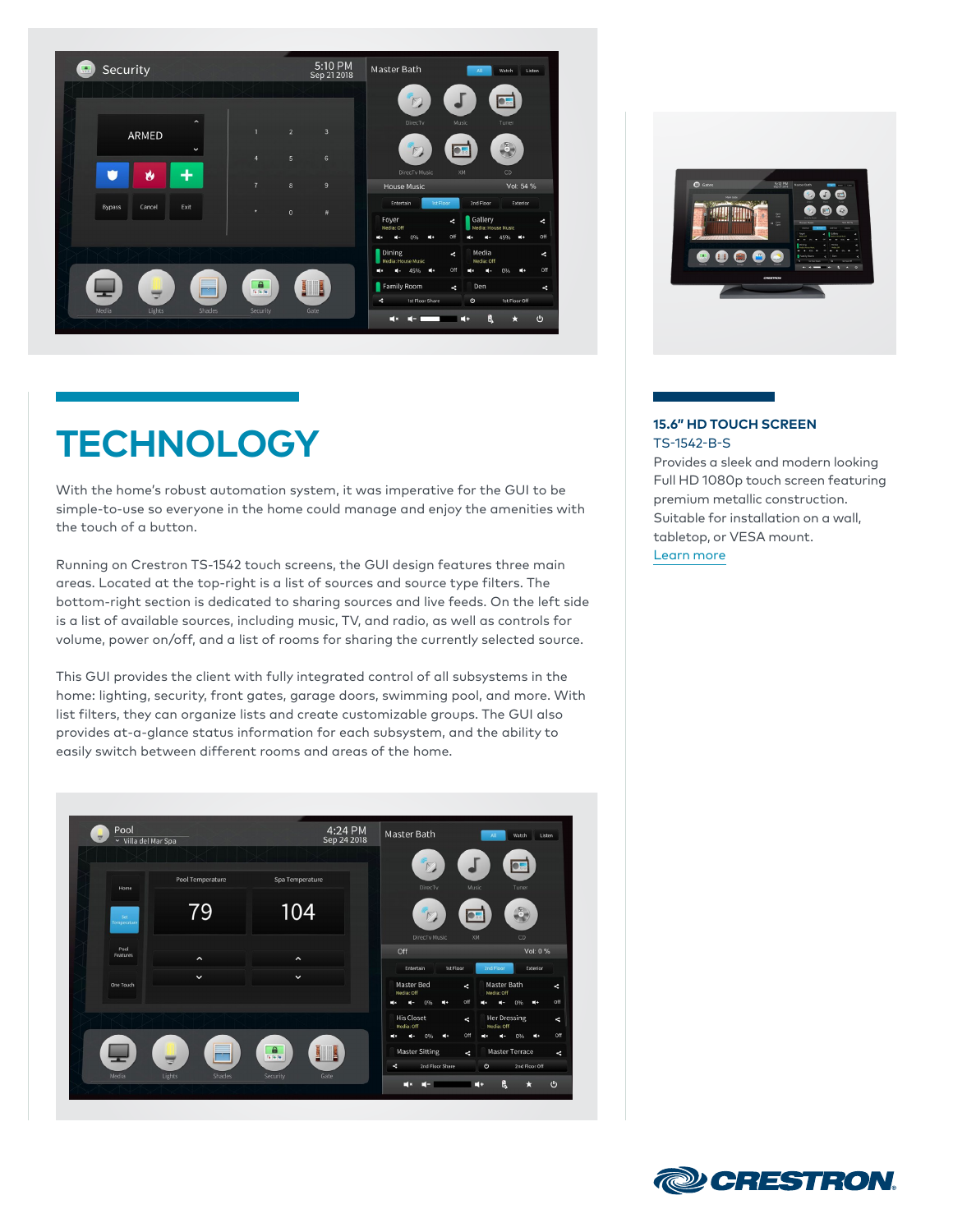# TECHNOLOGY

With the home's robust automation system, it was imperative for the GUI to be simple-to-use so everyone in the home could manage and enjoy the amenities with the touch of a button.

Running on Crestron TS-1542 touch screens, the GUI design features three main areas. Located at the top-right is a list of sources and source type filters. The bottom-right section is dedicated to sharing sources and live feeds. On the left side is a list of available sources, including music, TV, and radio, as well as controls for volume, power on/off, and a list of rooms for sharing the currently selected source.

This GUI provides the client with fully integrated control of all subsystems in the home: lighting, security, front gates, garage doors, swimming pool, and more. With list filters, they can organize lists and create customizable groups. The GUI also provides at-a-glance status information for each subsystem, and the ability to easily switch between different rooms and areas of the home.

### 15.6" HD TOUCH SCREEN

TS-1542-B-S

Provides a sleek and modern looking Full HD 1080p touch screen featuring premium metallic construction. Suitable for installation on a wall, tabletop, or VESA mount.

Learn more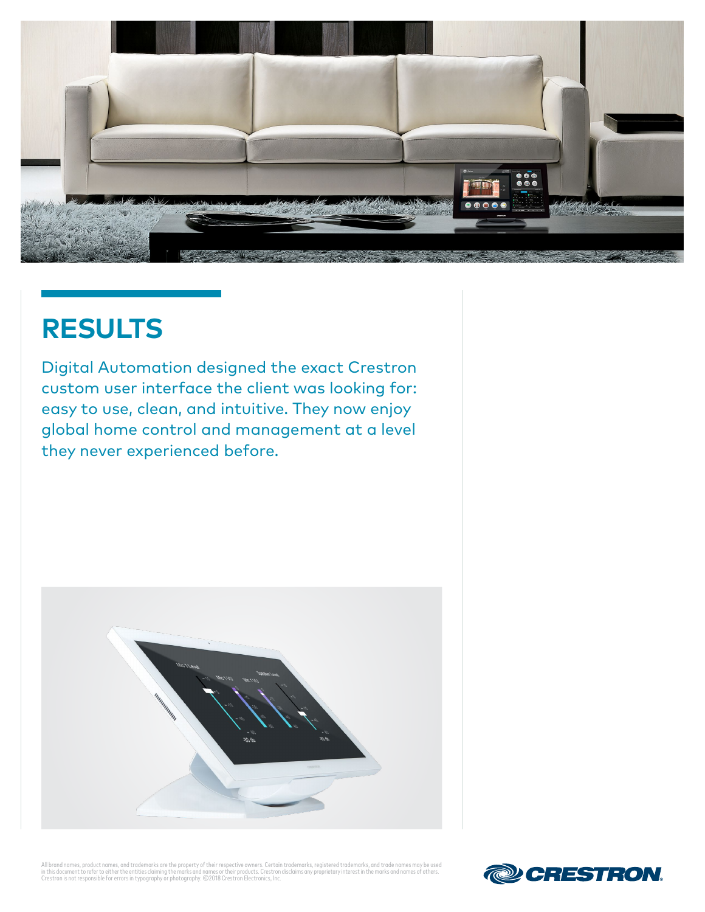## RESULTS

Digital Automation designed the exact Crestron custom user interface the client was looking for: easy to use, clean, and intuitive. They now enjoy global home control and management at a level they never experienced before.

All brand names, product names, and trademarks are the property of their respective owners. Certain trademarks, registered trademarks, and trade names may be used in this document to refer to either the entities claiming the marks and names or their products. Crestron disclaims any proprietary interest in the marks and names of others. Crestron is not responsible for errors in typography or photography. ©2018 Crestron Electronics, Inc.